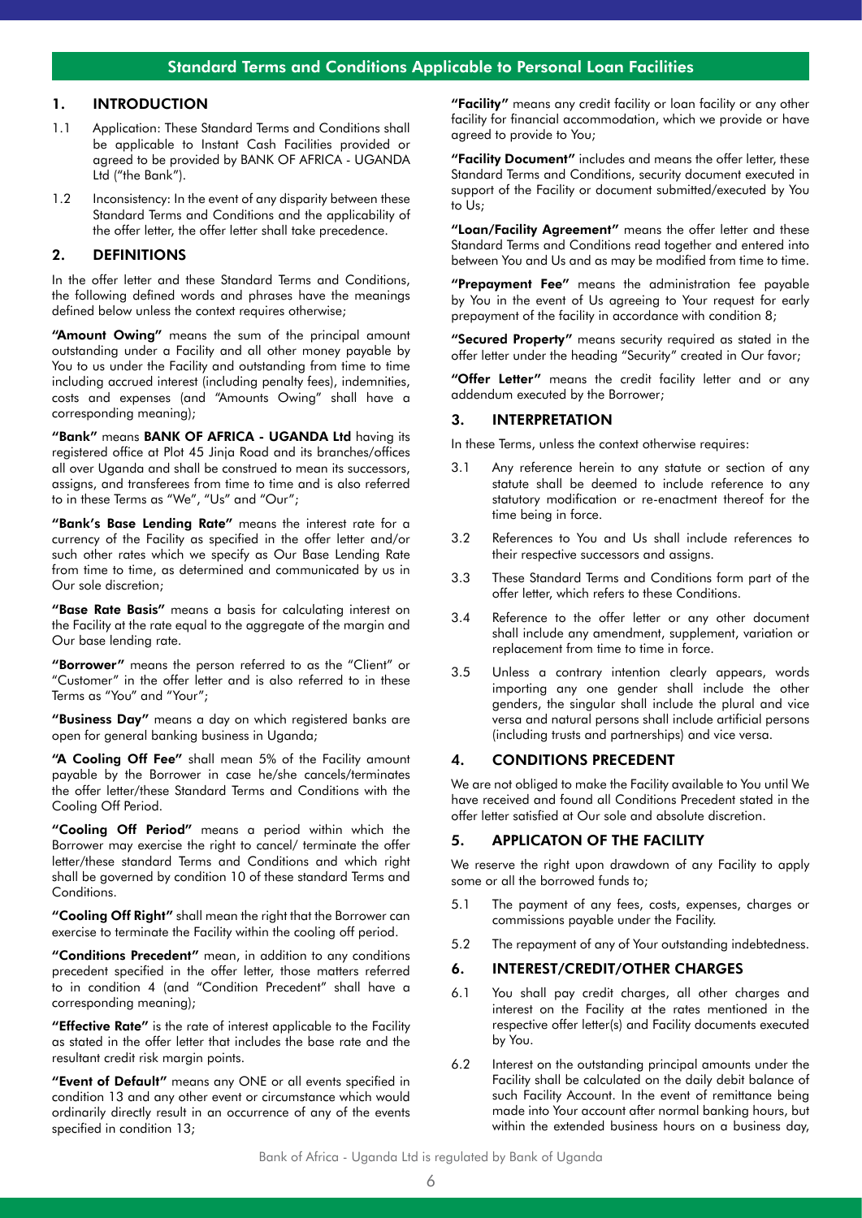# Standard Terms and Conditions Applicable to Personal Loan Facilities

## 1. INTRODUCTION

1.1 Application: These Standard Terms and Conditions shall be applicable to Instant Cash Facilities provided or agreed to be provided by BANK OF AFRICA - UGANDA Ltd ("the Bank").

1.2 Inconsistency: In the event of any disparity between these Standard Terms and Conditions and the applicability of the offer letter, the offer letter shall take precedence.

## 2. DEFINITIONS

In the offer letter and these Standard Terms and Conditions, the following defined words and phrases have the meanings defined below unless the context requires otherwise;

**"Amount Owing"** means the sum of the principal amount outstanding under a Facility and all other money payable by You to us under the Facility and outstanding from time to time including accrued interest (including penalty fees), indemnities, costs and expenses (and "Amounts Owing" shall have a corresponding meaning);

**"Bank"** means **BANK OF AFRICA - UGANDA Ltd** having its registered office at Plot 45 Jinja Road and its branches/offices all over Uganda and shall be construed to mean its successors, assigns, and transferees from time to time and is also referred to in these Terms as "We", "Us" and "Our";

**"Bank's Base Lending Rate"** means the interest rate for a currency of the Facility as specified in the offer letter and/or such other rates which we specify as Our Base Lending Rate from time to time, as determined and communicated by us in Our sole discretion;

**"Base Rate Basis"** means a basis for calculating interest on the Facility at the rate equal to the aggregate of the margin and Our base lending rate.

**"Borrower"** means the person referred to as the "Client" or "Customer" in the offer letter and is also referred to in these Terms as "You" and "Your";

**"Business Day"** means a day on which registered banks are open for general banking business in Uganda;

**"A Cooling Off Fee"** shall mean 5% of the Facility amount payable by the Borrower in case he/she cancels/terminates the offer letter/these Standard Terms and Conditions with the Cooling Off Period.

**"Cooling Off Period"** means a period within which the Borrower may exercise the right to cancel/ terminate the offer letter/these standard Terms and Conditions and which right shall be governed by condition 10 of these standard Terms and Conditions.

**"Cooling Off Right"** shall mean the right that the Borrower can exercise to terminate the Facility within the cooling off period.

**"Conditions Precedent"** mean, in addition to any conditions precedent specified in the offer letter, those matters referred to in condition 4 (and "Condition Precedent" shall have a corresponding meaning);

**"Effective Rate"** is the rate of interest applicable to the Facility as stated in the offer letter that includes the base rate and the resultant credit risk margin points.

**"Event of Default"** means any ONE or all events specified in condition 13 and any other event or circumstance which would ordinarily directly result in an occurrence of any of the events specified in condition 13;

**"Facility"** means any credit facility or loan facility or any other facility for financial accommodation, which we provide or have agreed to provide to You;

**"Facility Document"** includes and means the offer letter, these Standard Terms and Conditions, security document executed in support of the Facility or document submitted/executed by You to Us;

**"Loan/Facility Agreement"** means the offer letter and these Standard Terms and Conditions read together and entered into between You and Us and as may be modified from time to time.

**"Prepayment Fee"** means the administration fee payable by You in the event of Us agreeing to Your request for early prepayment of the facility in accordance with condition 8;

**"Secured Property"** means security required as stated in the offer letter under the heading "Security" created in Our favor;

**"Offer Letter"** means the credit facility letter and or any addendum executed by the Borrower;

## 3. INTERPRETATION

In these Terms, unless the context otherwise requires:

3.1 Any reference herein to any statute or section of any statute shall be deemed to include reference to any statutory modification or re-enactment thereof for the time being in force.

3.2 References to You and Us shall include references to their respective successors and assigns.

3.3 These Standard Terms and Conditions form part of the offer letter, which refers to these Conditions.

3.4 Reference to the offer letter or any other document shall include any amendment, supplement, variation or replacement from time to time in force.

3.5 Unless a contrary intention clearly appears, words importing any one gender shall include the other genders, the singular shall include the plural and vice versa and natural persons shall include artificial persons (including trusts and partnerships) and vice versa.

## 4. CONDITIONS PRECEDENT

We are not obliged to make the Facility available to You until We have received and found all Conditions Precedent stated in the offer letter satisfied at Our sole and absolute discretion.

## 5. APPLICATON OF THE FACILITY

We reserve the right upon drawdown of any Facility to apply some or all the borrowed funds to;

5.1 The payment of any fees, costs, expenses, charges or commissions payable under the Facility.

5.2 The repayment of any of Your outstanding indebtedness.

## 6. INTEREST/CREDIT/OTHER CHARGES

6.1 You shall pay credit charges, all other charges and interest on the Facility at the rates mentioned in the respective offer letter(s) and Facility documents executed by You.

6.2 Interest on the outstanding principal amounts under the Facility shall be calculated on the daily debit balance of such Facility Account. In the event of remittance being made into Your account after normal banking hours, but within the extended business hours on a business day,

Bank of Africa - Uganda Ltd is regulated by Bank of Uganda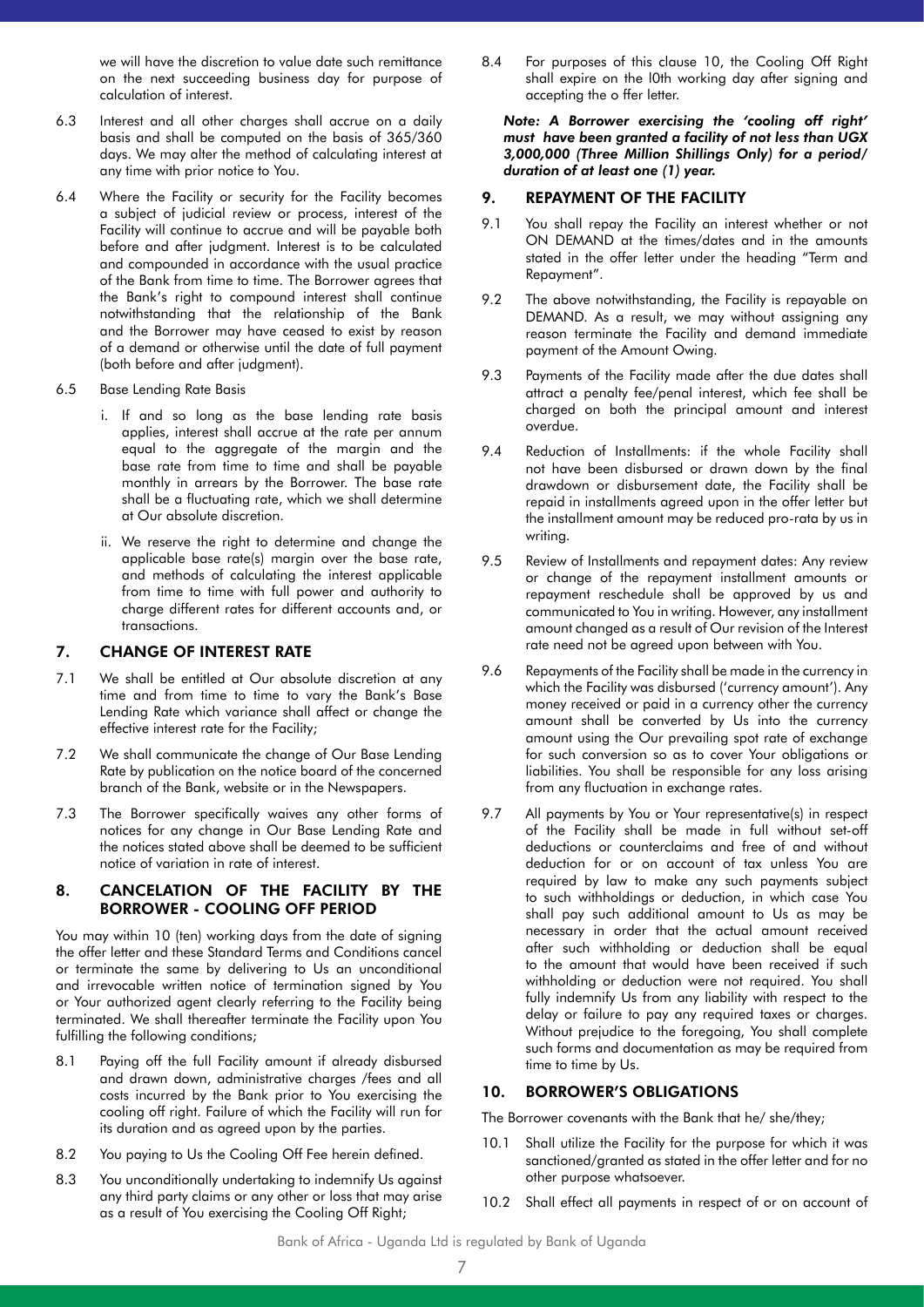we will have the discretion to value date such remittance on the next succeeding business day for purpose of calculation of interest.

6.3 Interest and all other charges shall accrue on a daily basis and shall be computed on the basis of 365/360 days. We may alter the method of calculating interest at any time with prior notice to You.

6.4 Where the Facility or security for the Facility becomes a subject of judicial review or process, interest of the Facility will continue to accrue and will be payable both before and after judgment. Interest is to be calculated and compounded in accordance with the usual practice of the Bank from time to time. The Borrower agrees that the Bank's right to compound interest shall continue notwithstanding that the relationship of the Bank and the Borrower may have ceased to exist by reason of a demand or otherwise until the date of full payment (both before and after judgment).

6.5 Base Lending Rate Basis

i. If and so long as the base lending rate basis applies, interest shall accrue at the rate per annum equal to the aggregate of the margin and the base rate from time to time and shall be payable monthly in arrears by the Borrower. The base rate shall be a fluctuating rate, which we shall determine at Our absolute discretion.

ii. We reserve the right to determine and change the applicable base rate(s) margin over the base rate, and methods of calculating the interest applicable from time to time with full power and authority to charge different rates for different accounts and, or transactions.

## 7. CHANGE OF INTEREST RATE

7.1 We shall be entitled at Our absolute discretion at any time and from time to time to vary the Bank's Base Lending Rate which variance shall affect or change the effective interest rate for the Facility;

7.2 We shall communicate the change of Our Base Lending Rate by publication on the notice board of the concerned branch of the Bank, website or in the Newspapers.

7.3 The Borrower specifically waives any other forms of notices for any change in Our Base Lending Rate and the notices stated above shall be deemed to be sufficient notice of variation in rate of interest.

## 8. CANCELATION OF THE FACILITY BY THE BORROWER - COOLING OFF PERIOD

You may within 10 (ten) working days from the date of signing the offer letter and these Standard Terms and Conditions cancel or terminate the same by delivering to Us an unconditional and irrevocable written notice of termination signed by You or Your authorized agent clearly referring to the Facility being terminated. We shall thereafter terminate the Facility upon You fulfilling the following conditions;

8.1 Paying off the full Facility amount if already disbursed and drawn down, administrative charges /fees and all costs incurred by the Bank prior to You exercising the cooling off right. Failure of which the Facility will run for its duration and as agreed upon by the parties.

8.2 You paying to Us the Cooling Off Fee herein defined.

8.3 You unconditionally undertaking to indemnify Us against any third party claims or any other or loss that may arise as a result of You exercising the Cooling Off Right;

8.4 For purposes of this clause 10, the Cooling Off Right shall expire on the l0th working day after signing and accepting the o ffer letter.

***Note: A Borrower exercising the 'cooling off right' must have been granted a facility of not less than UGX 3,000,000 (Three Million Shillings Only) for a period/ duration of at least one (1) year.***

## 9. REPAYMENT OF THE FACILITY

9.1 You shall repay the Facility an interest whether or not ON DEMAND at the times/dates and in the amounts stated in the offer letter under the heading "Term and Repayment".

9.2 The above notwithstanding, the Facility is repayable on DEMAND. As a result, we may without assigning any reason terminate the Facility and demand immediate payment of the Amount Owing.

9.3 Payments of the Facility made after the due dates shall attract a penalty fee/penal interest, which fee shall be charged on both the principal amount and interest overdue.

9.4 Reduction of Installments: if the whole Facility shall not have been disbursed or drawn down by the final drawdown or disbursement date, the Facility shall be repaid in installments agreed upon in the offer letter but the installment amount may be reduced pro-rata by us in writing.

9.5 Review of Installments and repayment dates: Any review or change of the repayment installment amounts or repayment reschedule shall be approved by us and communicated to You in writing. However, any installment amount changed as a result of Our revision of the Interest rate need not be agreed upon between with You.

9.6 Repayments of the Facility shall be made in the currency in which the Facility was disbursed ('currency amount'). Any money received or paid in a currency other the currency amount shall be converted by Us into the currency amount using the Our prevailing spot rate of exchange for such conversion so as to cover Your obligations or liabilities. You shall be responsible for any loss arising from any fluctuation in exchange rates.

9.7 All payments by You or Your representative(s) in respect of the Facility shall be made in full without set-off deductions or counterclaims and free of and without deduction for or on account of tax unless You are required by law to make any such payments subject to such withholdings or deduction, in which case You shall pay such additional amount to Us as may be necessary in order that the actual amount received after such withholding or deduction shall be equal to the amount that would have been received if such withholding or deduction were not required. You shall fully indemnify Us from any liability with respect to the delay or failure to pay any required taxes or charges. Without prejudice to the foregoing, You shall complete such forms and documentation as may be required from time to time by Us.

## 10. BORROWER'S OBLIGATIONS

The Borrower covenants with the Bank that he/ she/they;

10.1 Shall utilize the Facility for the purpose for which it was sanctioned/granted as stated in the offer letter and for no other purpose whatsoever.

10.2 Shall effect all payments in respect of or on account of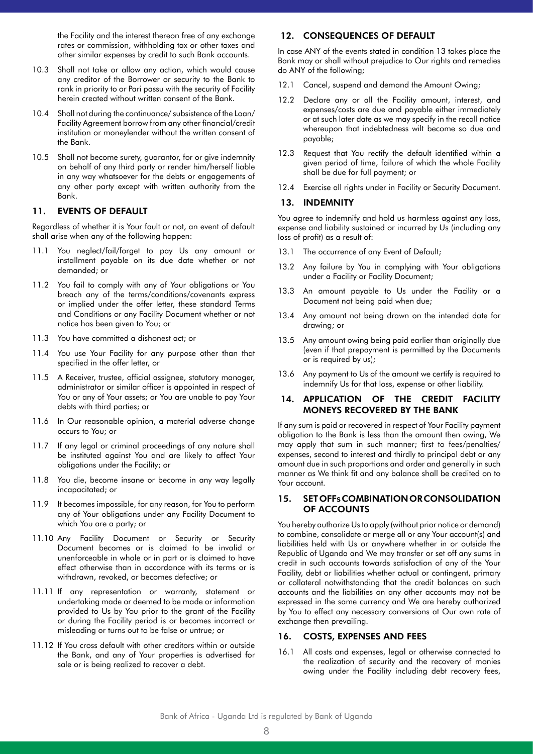the Facility and the interest thereon free of any exchange rates or commission, withholding tax or other taxes and other similar expenses by credit to such Bank accounts.

10.3 Shall not take or allow any action, which would cause any creditor of the Borrower or security to the Bank to rank in priority to or Pari passu with the security of Facility herein created without written consent of the Bank.

10.4 Shall not during the continuance/ subsistence of the Loan/ Facility Agreement borrow from any other financial/credit institution or moneylender without the written consent of the Bank.

10.5 Shall not become surety, guarantor, for or give indemnity on behalf of any third party or render him/herself liable in any way whatsoever for the debts or engagements of any other party except with written authority from the Bank.

## 11. EVENTS OF DEFAULT

Regardless of whether it is Your fault or not, an event of default shall arise when any of the following happen:

11.1 You neglect/fail/forget to pay Us any amount or installment payable on its due date whether or not demanded; or

11.2 You fail to comply with any of Your obligations or You breach any of the terms/conditions/covenants express or implied under the offer letter, these standard Terms and Conditions or any Facility Document whether or not notice has been given to You; or

11.3 You have committed a dishonest act; or

11.4 You use Your Facility for any purpose other than that specified in the offer letter, or

11.5 A Receiver, trustee, official assignee, statutory manager, administrator or similar officer is appointed in respect of You or any of Your assets; or You are unable to pay Your debts with third parties; or

11.6 In Our reasonable opinion, a material adverse change occurs to You; or

11.7 If any legal or criminal proceedings of any nature shall be instituted against You and are likely to affect Your obligations under the Facility; or

11.8 You die, become insane or become in any way legally incapacitated; or

11.9 It becomes impossible, for any reason, for You to perform any of Your obligations under any Facility Document to which You are a party; or

11.10 Any Facility Document or Security or Security Document becomes or is claimed to be invalid or unenforceable in whole or in part or is claimed to have effect otherwise than in accordance with its terms or is withdrawn, revoked, or becomes defective; or

11.11 If any representation or warranty, statement or undertaking made or deemed to be made or information provided to Us by You prior to the grant of the Facility or during the Facility period is or becomes incorrect or misleading or turns out to be false or untrue; or

11.12 If You cross default with other creditors within or outside the Bank, and any of Your properties is advertised for sale or is being realized to recover a debt.

## 12. CONSEQUENCES OF DEFAULT

In case ANY of the events stated in condition 13 takes place the Bank may or shall without prejudice to Our rights and remedies do ANY of the following;

12.1 Cancel, suspend and demand the Amount Owing;

12.2 Declare any or all the Facility amount, interest, and expenses/costs are due and payable either immediately or at such later date as we may specify in the recall notice whereupon that indebtedness wilt become so due and payable;

12.3 Request that You rectify the default identified within a given period of time, failure of which the whole Facility shall be due for full payment; or

12.4 Exercise all rights under in Facility or Security Document.

## 13. INDEMNITY

You agree to indemnify and hold us harmless against any loss, expense and liability sustained or incurred by Us (including any loss of profit) as a result of:

13.1 The occurrence of any Event of Default;

13.2 Any failure by You in complying with Your obligations under a Facility or Facility Document;

13.3 An amount payable to Us under the Facility or a Document not being paid when due;

13.4 Any amount not being drawn on the intended date for drawing; or

13.5 Any amount owing being paid earlier than originally due (even if that prepayment is permitted by the Documents or is required by us);

13.6 Any payment to Us of the amount we certify is required to indemnify Us for that loss, expense or other liability.

## 14. APPLICATION OF THE CREDIT FACILITY MONEYS RECOVERED BY THE BANK

If any sum is paid or recovered in respect of Your Facility payment obligation to the Bank is less than the amount then owing, We may apply that sum in such manner; first to fees/penalties/ expenses, second to interest and thirdly to principal debt or any amount due in such proportions and order and generally in such manner as We think fit and any balance shall be credited on to Your account.

## 15. SET OFFs COMBINATION OR CONSOLIDATION OF ACCOUNTS

You hereby authorize Us to apply (without prior notice or demand) to combine, consolidate or merge all or any Your account(s) and liabilities held with Us or anywhere whether in or outside the Republic of Uganda and We may transfer or set off any sums in credit in such accounts towards satisfaction of any of the Your Facility, debt or liabilities whether actual or contingent, primary or collateral notwithstanding that the credit balances on such accounts and the liabilities on any other accounts may not be expressed in the same currency and We are hereby authorized by You to effect any necessary conversions at Our own rate of exchange then prevailing.

## 16. COSTS, EXPENSES AND FEES

16.1 All costs and expenses, legal or otherwise connected to the realization of security and the recovery of monies owing under the Facility including debt recovery fees,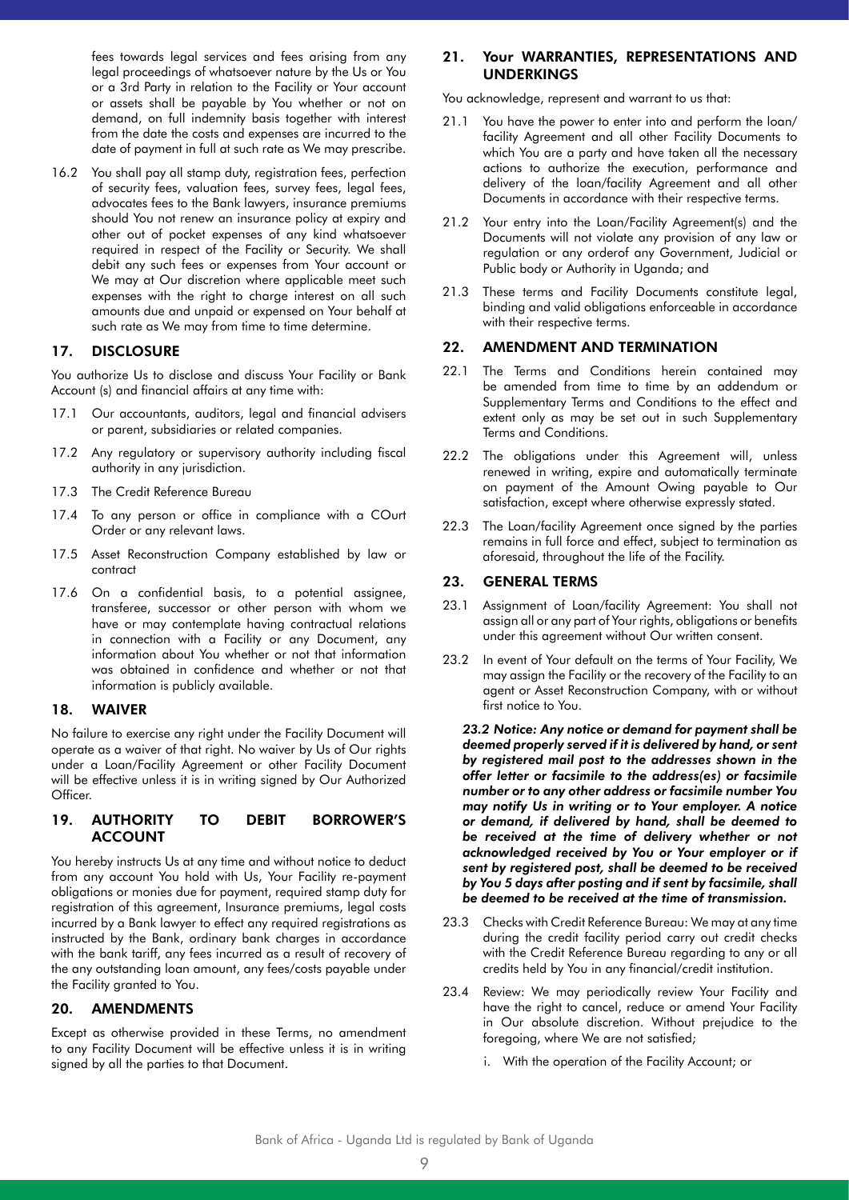fees towards legal services and fees arising from any legal proceedings of whatsoever nature by the Us or You or a 3rd Party in relation to the Facility or Your account or assets shall be payable by You whether or not on demand, on full indemnity basis together with interest from the date the costs and expenses are incurred to the date of payment in full at such rate as We may prescribe.

16.2 You shall pay all stamp duty, registration fees, perfection of security fees, valuation fees, survey fees, legal fees, advocates fees to the Bank lawyers, insurance premiums should You not renew an insurance policy at expiry and other out of pocket expenses of any kind whatsoever required in respect of the Facility or Security. We shall debit any such fees or expenses from Your account or We may at Our discretion where applicable meet such expenses with the right to charge interest on all such amounts due and unpaid or expensed on Your behalf at such rate as We may from time to time determine.

## 17. DISCLOSURE

You authorize Us to disclose and discuss Your Facility or Bank Account (s) and financial affairs at any time with:

17.1 Our accountants, auditors, legal and financial advisers or parent, subsidiaries or related companies.

17.2 Any regulatory or supervisory authority including fiscal authority in any jurisdiction.

17.3 The Credit Reference Bureau

17.4 To any person or office in compliance with a COurt Order or any relevant laws.

17.5 Asset Reconstruction Company established by law or contract

17.6 On a confidential basis, to a potential assignee, transferee, successor or other person with whom we have or may contemplate having contractual relations in connection with a Facility or any Document, any information about You whether or not that information was obtained in confidence and whether or not that information is publicly available.

## 18. WAIVER

No failure to exercise any right under the Facility Document will operate as a waiver of that right. No waiver by Us of Our rights under a Loan/Facility Agreement or other Facility Document will be effective unless it is in writing signed by Our Authorized Officer.

## 19. AUTHORITY TO DEBIT BORROWER'S ACCOUNT

You hereby instructs Us at any time and without notice to deduct from any account You hold with Us, Your Facility re-payment obligations or monies due for payment, required stamp duty for registration of this agreement, Insurance premiums, legal costs incurred by a Bank lawyer to effect any required registrations as instructed by the Bank, ordinary bank charges in accordance with the bank tariff, any fees incurred as a result of recovery of the any outstanding loan amount, any fees/costs payable under the Facility granted to You.

## 20. AMENDMENTS

Except as otherwise provided in these Terms, no amendment to any Facility Document will be effective unless it is in writing signed by all the parties to that Document.

## 21. Your WARRANTIES, REPRESENTATIONS AND UNDERKINGS

You acknowledge, represent and warrant to us that:

21.1 You have the power to enter into and perform the loan/facility Agreement and all other Facility Documents to which You are a party and have taken all the necessary actions to authorize the execution, performance and delivery of the loan/facility Agreement and all other Documents in accordance with their respective terms.

21.2 Your entry into the Loan/Facility Agreement(s) and the Documents will not violate any provision of any law or regulation or any orderof any Government, Judicial or Public body or Authority in Uganda; and

21.3 These terms and Facility Documents constitute legal, binding and valid obligations enforceable in accordance with their respective terms.

## 22. AMENDMENT AND TERMINATION

22.1 The Terms and Conditions herein contained may be amended from time to time by an addendum or Supplementary Terms and Conditions to the effect and extent only as may be set out in such Supplementary Terms and Conditions.

22.2 The obligations under this Agreement will, unless renewed in writing, expire and automatically terminate on payment of the Amount Owing payable to Our satisfaction, except where otherwise expressly stated.

22.3 The Loan/facility Agreement once signed by the parties remains in full force and effect, subject to termination as aforesaid, throughout the life of the Facility.

## 23. GENERAL TERMS

23.1 Assignment of Loan/facility Agreement: You shall not assign all or any part of Your rights, obligations or benefits under this agreement without Our written consent.

23.2 In event of Your default on the terms of Your Facility, We may assign the Facility or the recovery of the Facility to an agent or Asset Reconstruction Company, with or without first notice to You.

***23.2 Notice: Any notice or demand for payment shall be deemed properly served if it is delivered by hand, or sent by registered mail post to the addresses shown in the offer letter or facsimile to the address(es) or facsimile number or to any other address or facsimile number You may notify Us in writing or to Your employer. A notice or demand, if delivered by hand, shall be deemed to be received at the time of delivery whether or not acknowledged received by You or Your employer or if sent by registered post, shall be deemed to be received by You 5 days after posting and if sent by facsimile, shall be deemed to be received at the time of transmission.***

23.3 Checks with Credit Reference Bureau: We may at any time during the credit facility period carry out credit checks with the Credit Reference Bureau regarding to any or all credits held by You in any financial/credit institution.

23.4 Review: We may periodically review Your Facility and have the right to cancel, reduce or amend Your Facility in Our absolute discretion. Without prejudice to the foregoing, where We are not satisfied;

i. With the operation of the Facility Account; or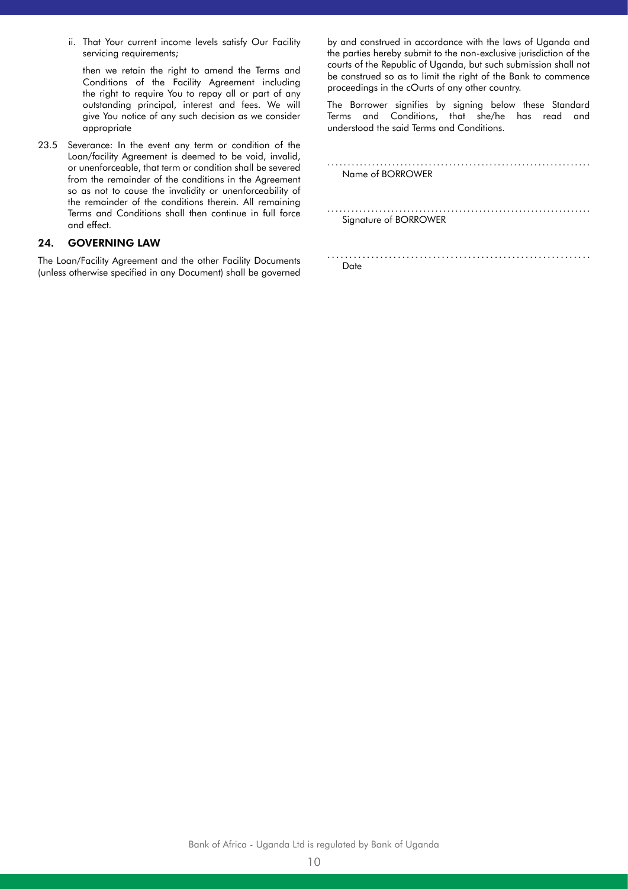ii. That Your current income levels satisfy Our Facility servicing requirements;

then we retain the right to amend the Terms and Conditions of the Facility Agreement including the right to require You to repay all or part of any outstanding principal, interest and fees. We will give You notice of any such decision as we consider appropriate

23.5 Severance: In the event any term or condition of the Loan/facility Agreement is deemed to be void, invalid, or unenforceable, that term or condition shall be severed from the remainder of the conditions in the Agreement so as not to cause the invalidity or unenforceability of the remainder of the conditions therein. All remaining Terms and Conditions shall then continue in full force and effect.

## 24. GOVERNING LAW

The Loan/Facility Agreement and the other Facility Documents (unless otherwise specified in any Document) shall be governed by and construed in accordance with the laws of Uganda and the parties hereby submit to the non-exclusive jurisdiction of the courts of the Republic of Uganda, but such submission shall not be construed so as to limit the right of the Bank to commence proceedings in the cOurts of any other country.

The Borrower signifies by signing below these Standard Terms and Conditions, that she/he has read and understood the said Terms and Conditions.

..............................................................

Name of BORROWER

..............................................................

Signature of BORROWER

..............................................................

Date

Bank of Africa - Uganda Ltd is regulated by Bank of Uganda